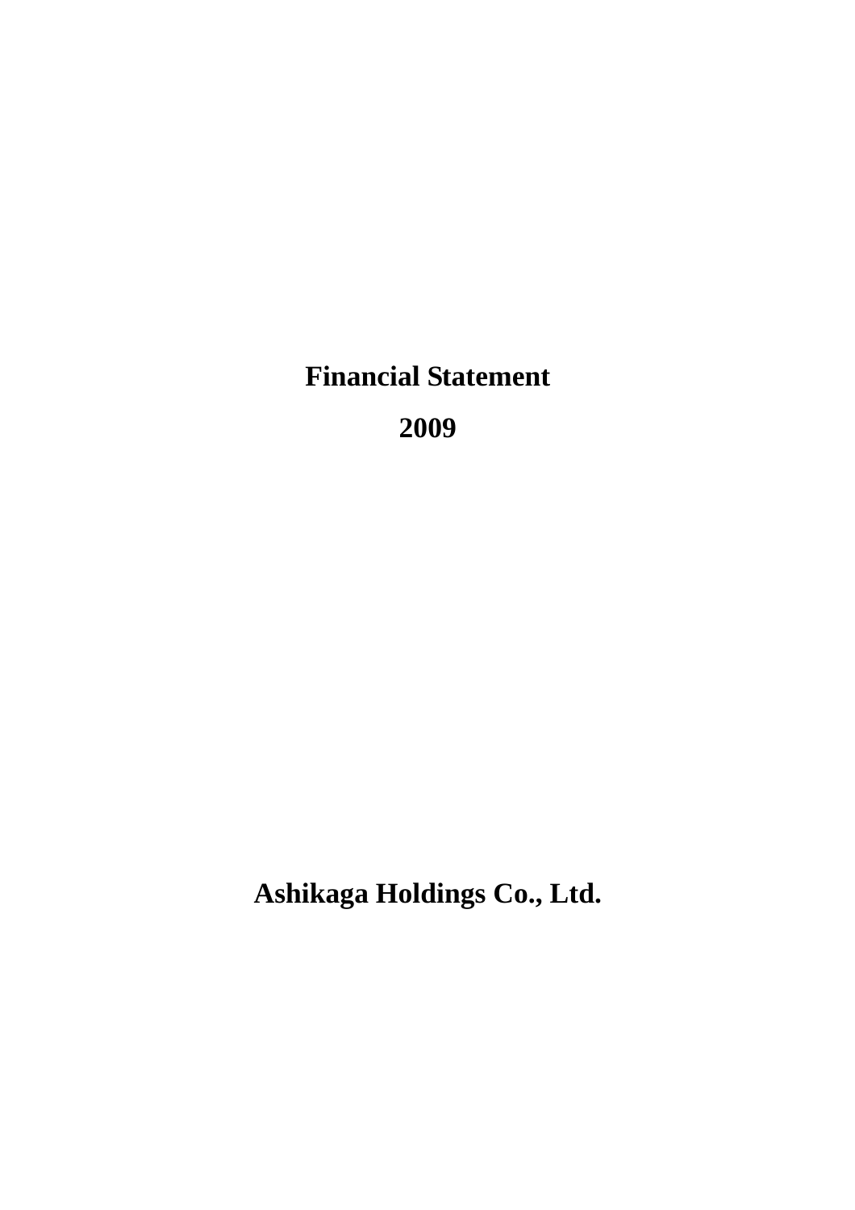# Financial Statement

## 2009

## Ashikaga Holdings Co., Ltd.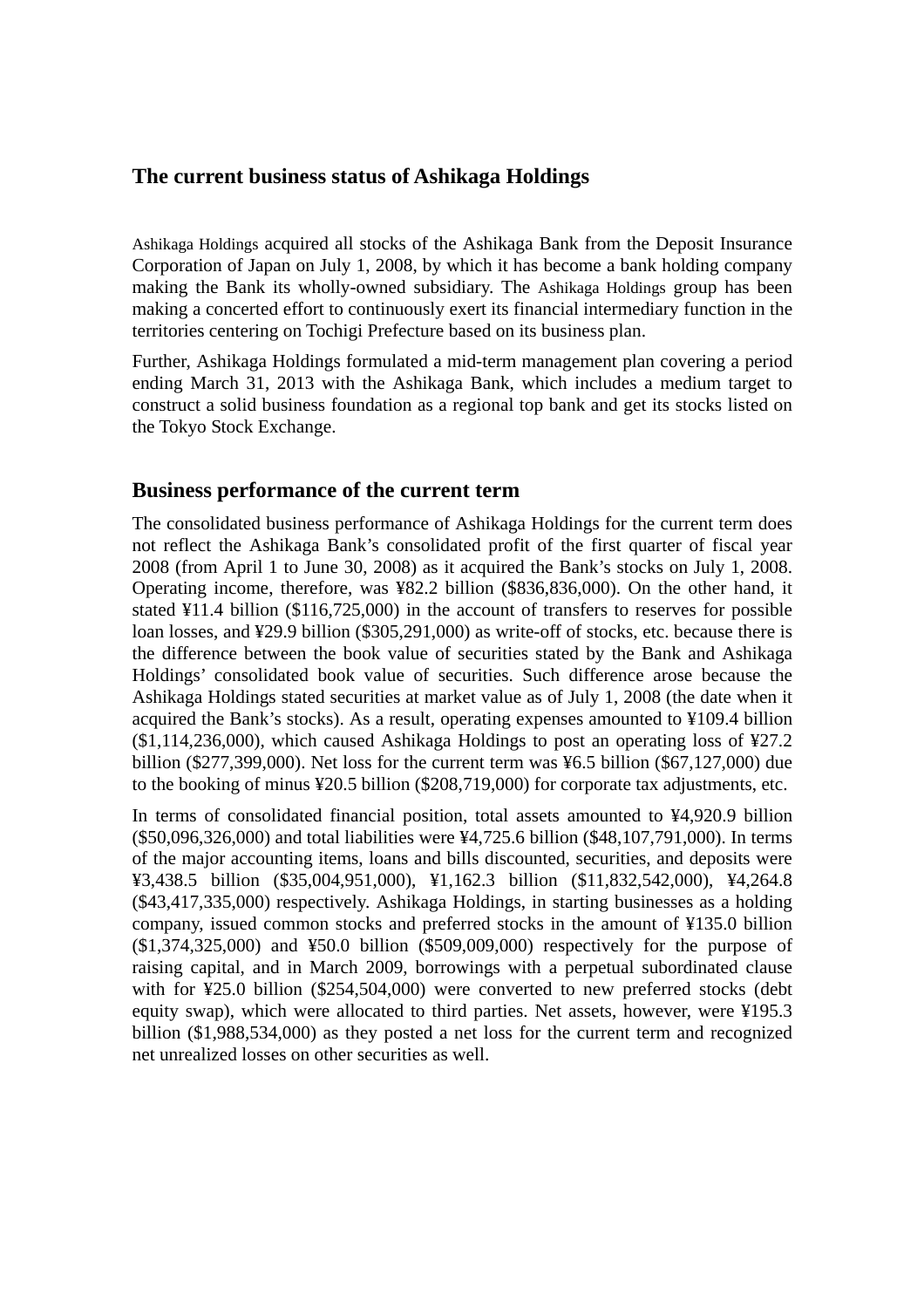## The current business status of Ashikaga Holdings

Ashikaga Holdings acquired all stocks of the Ashikaga Bank from the Deposit Insurance Corporation of Japan on July 1, 2008, by which it has become a bank holding company making the Bank its wholly-owned subsidiary. The Ashikaga Holdings group has been making a concerted effort to continuously exert its financial intermediary function in the territories centering on Tochigi Prefecture based on its business plan.

Further, Ashikaga Holdings formulated a mid-term management plan covering a period ending March 31, 2013 with the Ashikaga Bank, which includes a medium target to construct a solid business foundation as a regional top bank and get its stocks listed on the Tokyo Stock Exchange.

## Business performance of the current term

The consolidated business performance of Ashikaga Holdings for the current term does not reflect the Ashikaga Bank's consolidated profit of the first quarter of fiscal year 2008 (from April 1 to June 30, 2008) as it acquired the Bank's stocks on July 1, 2008. Operating income, therefore, was ¥82.2 billion ($836,836,000). On the other hand, it stated ¥11.4 billion ($116,725,000) in the account of transfers to reserves for possible loan losses, and ¥29.9 billion ($305,291,000) as write-off of stocks, etc. because there is the difference between the book value of securities stated by the Bank and Ashikaga Holdings' consolidated book value of securities. Such difference arose because the Ashikaga Holdings stated securities at market value as of July 1, 2008 (the date when it acquired the Bank's stocks). As a result, operating expenses amounted to ¥109.4 billion ($1,114,236,000), which caused Ashikaga Holdings to post an operating loss of ¥27.2 billion ($277,399,000). Net loss for the current term was ¥6.5 billion ($67,127,000) due to the booking of minus ¥20.5 billion ($208,719,000) for corporate tax adjustments, etc.

In terms of consolidated financial position, total assets amounted to ¥4,920.9 billion ($50,096,326,000) and total liabilities were ¥4,725.6 billion ($48,107,791,000). In terms of the major accounting items, loans and bills discounted, securities, and deposits were ¥3,438.5 billion ($35,004,951,000), ¥1,162.3 billion ($11,832,542,000), ¥4,264.8 ($43,417,335,000) respectively. Ashikaga Holdings, in starting businesses as a holding company, issued common stocks and preferred stocks in the amount of ¥135.0 billion ($1,374,325,000) and ¥50.0 billion ($509,009,000) respectively for the purpose of raising capital, and in March 2009, borrowings with a perpetual subordinated clause with for ¥25.0 billion ($254,504,000) were converted to new preferred stocks (debt equity swap), which were allocated to third parties. Net assets, however, were ¥195.3 billion ($1,988,534,000) as they posted a net loss for the current term and recognized net unrealized losses on other securities as well.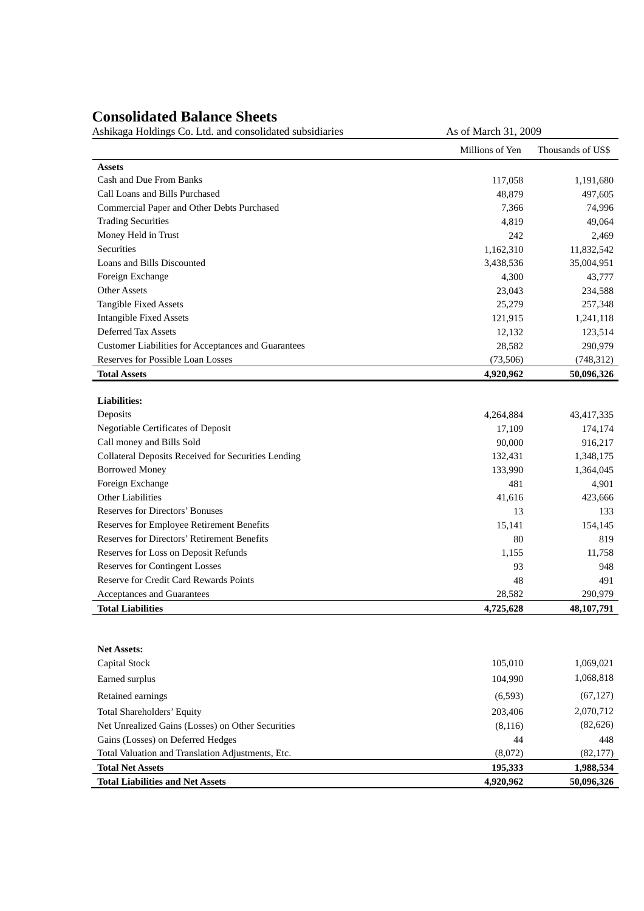# Consolidated Balance Sheets

Ashikaga Holdings Co. Ltd. and consolidated subsidiaries — As of March 31, 2009

| | Millions of Yen | Thousands of US$ |
|---|---|---|
| **Assets** | | |
| Cash and Due From Banks | 117,058 | 1,191,680 |
| Call Loans and Bills Purchased | 48,879 | 497,605 |
| Commercial Paper and Other Debts Purchased | 7,366 | 74,996 |
| Trading Securities | 4,819 | 49,064 |
| Money Held in Trust | 242 | 2,469 |
| Securities | 1,162,310 | 11,832,542 |
| Loans and Bills Discounted | 3,438,536 | 35,004,951 |
| Foreign Exchange | 4,300 | 43,777 |
| Other Assets | 23,043 | 234,588 |
| Tangible Fixed Assets | 25,279 | 257,348 |
| Intangible Fixed Assets | 121,915 | 1,241,118 |
| Deferred Tax Assets | 12,132 | 123,514 |
| Customer Liabilities for Acceptances and Guarantees | 28,582 | 290,979 |
| Reserves for Possible Loan Losses | (73,506) | (748,312) |
| **Total Assets** | **4,920,962** | **50,096,326** |
| **Liabilities:** | | |
| Deposits | 4,264,884 | 43,417,335 |
| Negotiable Certificates of Deposit | 17,109 | 174,174 |
| Call money and Bills Sold | 90,000 | 916,217 |
| Collateral Deposits Received for Securities Lending | 132,431 | 1,348,175 |
| Borrowed Money | 133,990 | 1,364,045 |
| Foreign Exchange | 481 | 4,901 |
| Other Liabilities | 41,616 | 423,666 |
| Reserves for Directors' Bonuses | 13 | 133 |
| Reserves for Employee Retirement Benefits | 15,141 | 154,145 |
| Reserves for Directors' Retirement Benefits | 80 | 819 |
| Reserves for Loss on Deposit Refunds | 1,155 | 11,758 |
| Reserves for Contingent Losses | 93 | 948 |
| Reserve for Credit Card Rewards Points | 48 | 491 |
| Acceptances and Guarantees | 28,582 | 290,979 |
| **Total Liabilities** | **4,725,628** | **48,107,791** |
| **Net Assets:** | | |
| Capital Stock | 105,010 | 1,069,021 |
| Earned surplus | 104,990 | 1,068,818 |
| Retained earnings | (6,593) | (67,127) |
| Total Shareholders' Equity | 203,406 | 2,070,712 |
| Net Unrealized Gains (Losses) on Other Securities | (8,116) | (82,626) |
| Gains (Losses) on Deferred Hedges | 44 | 448 |
| Total Valuation and Translation Adjustments, Etc. | (8,072) | (82,177) |
| **Total Net Assets** | **195,333** | **1,988,534** |
| **Total Liabilities and Net Assets** | **4,920,962** | **50,096,326** |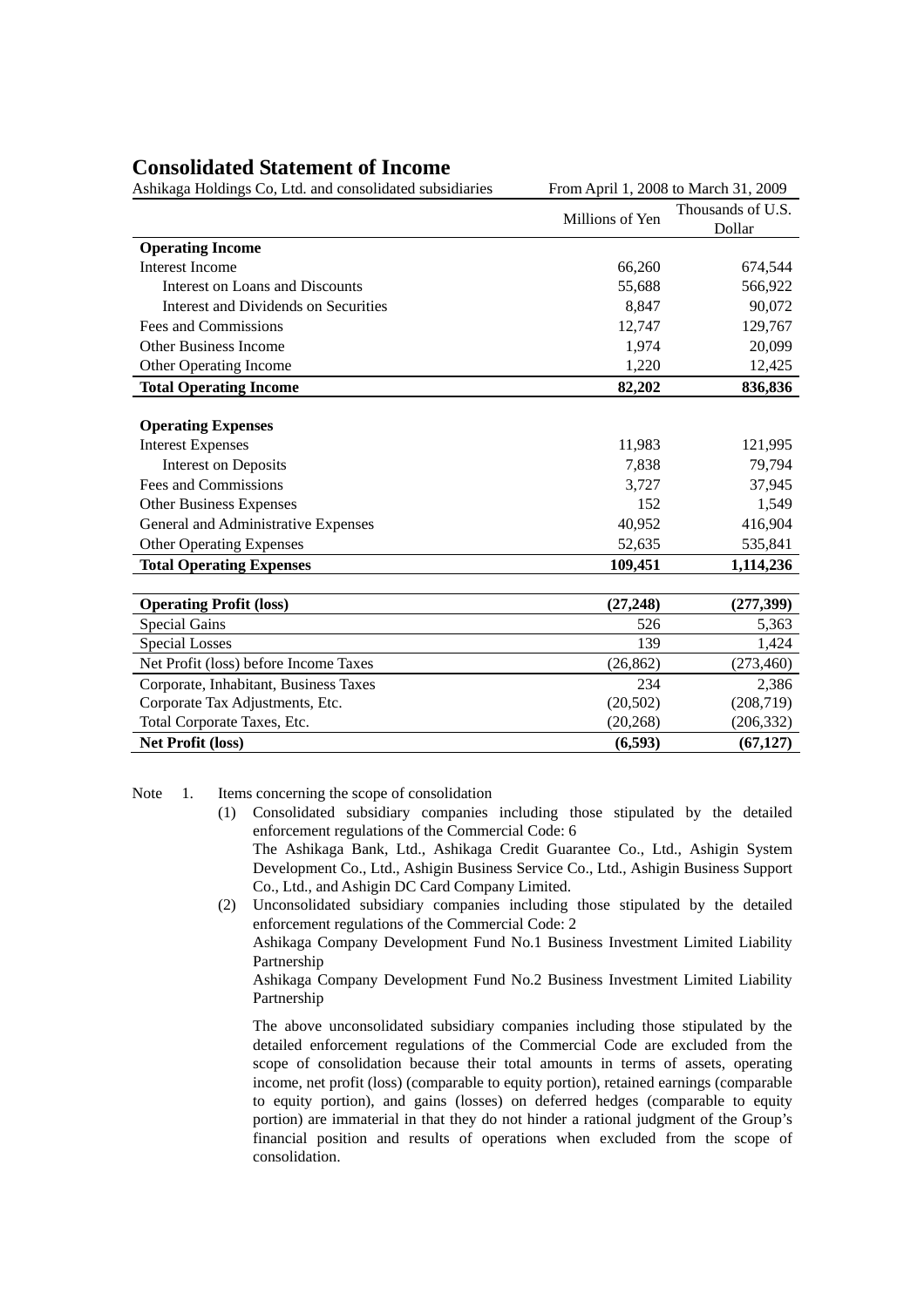# Consolidated Statement of Income

Ashikaga Holdings Co, Ltd. and consolidated subsidiaries — From April 1, 2008 to March 31, 2009

| | Millions of Yen | Thousands of U.S. Dollar |
|---|---|---|
| **Operating Income** | | |
| Interest Income | 66,260 | 674,544 |
| Interest on Loans and Discounts | 55,688 | 566,922 |
| Interest and Dividends on Securities | 8,847 | 90,072 |
| Fees and Commissions | 12,747 | 129,767 |
| Other Business Income | 1,974 | 20,099 |
| Other Operating Income | 1,220 | 12,425 |
| **Total Operating Income** | **82,202** | **836,836** |
| **Operating Expenses** | | |
| Interest Expenses | 11,983 | 121,995 |
| Interest on Deposits | 7,838 | 79,794 |
| Fees and Commissions | 3,727 | 37,945 |
| Other Business Expenses | 152 | 1,549 |
| General and Administrative Expenses | 40,952 | 416,904 |
| Other Operating Expenses | 52,635 | 535,841 |
| **Total Operating Expenses** | **109,451** | **1,114,236** |
| **Operating Profit (loss)** | **(27,248)** | **(277,399)** |
| Special Gains | 526 | 5,363 |
| Special Losses | 139 | 1,424 |
| Net Profit (loss) before Income Taxes | (26,862) | (273,460) |
| Corporate, Inhabitant, Business Taxes | 234 | 2,386 |
| Corporate Tax Adjustments, Etc. | (20,502) | (208,719) |
| Total Corporate Taxes, Etc. | (20,268) | (206,332) |
| **Net Profit (loss)** | **(6,593)** | **(67,127)** |

Note 1. Items concerning the scope of consolidation

(1) Consolidated subsidiary companies including those stipulated by the detailed enforcement regulations of the Commercial Code: 6

The Ashikaga Bank, Ltd., Ashikaga Credit Guarantee Co., Ltd., Ashigin System Development Co., Ltd., Ashigin Business Service Co., Ltd., Ashigin Business Support Co., Ltd., and Ashigin DC Card Company Limited.

(2) Unconsolidated subsidiary companies including those stipulated by the detailed enforcement regulations of the Commercial Code: 2

Ashikaga Company Development Fund No.1 Business Investment Limited Liability Partnership

Ashikaga Company Development Fund No.2 Business Investment Limited Liability Partnership

The above unconsolidated subsidiary companies including those stipulated by the detailed enforcement regulations of the Commercial Code are excluded from the scope of consolidation because their total amounts in terms of assets, operating income, net profit (loss) (comparable to equity portion), retained earnings (comparable to equity portion), and gains (losses) on deferred hedges (comparable to equity portion) are immaterial in that they do not hinder a rational judgment of the Group's financial position and results of operations when excluded from the scope of consolidation.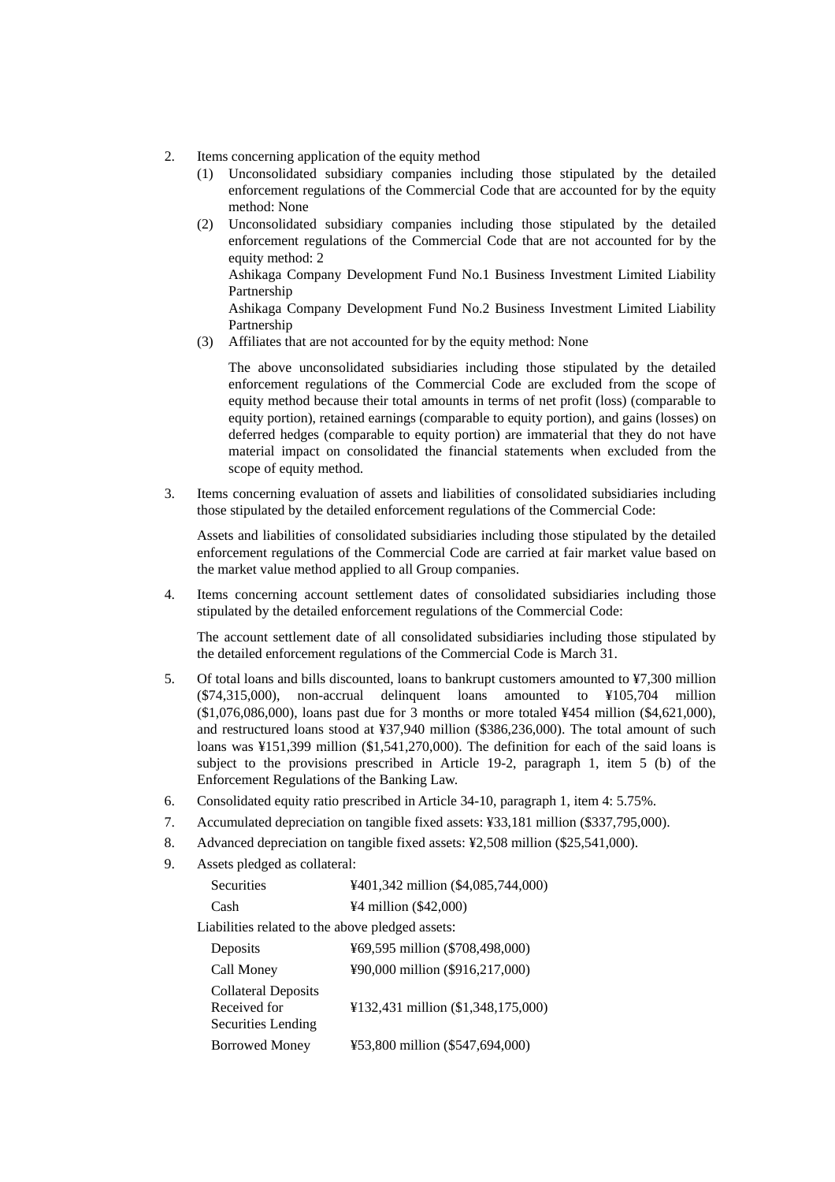2. Items concerning application of the equity method
   (1) Unconsolidated subsidiary companies including those stipulated by the detailed enforcement regulations of the Commercial Code that are accounted for by the equity method: None
   (2) Unconsolidated subsidiary companies including those stipulated by the detailed enforcement regulations of the Commercial Code that are not accounted for by the equity method: 2
   Ashikaga Company Development Fund No.1 Business Investment Limited Liability Partnership
   Ashikaga Company Development Fund No.2 Business Investment Limited Liability Partnership
   (3) Affiliates that are not accounted for by the equity method: None

   The above unconsolidated subsidiaries including those stipulated by the detailed enforcement regulations of the Commercial Code are excluded from the scope of equity method because their total amounts in terms of net profit (loss) (comparable to equity portion), retained earnings (comparable to equity portion), and gains (losses) on deferred hedges (comparable to equity portion) are immaterial that they do not have material impact on consolidated the financial statements when excluded from the scope of equity method.

3. Items concerning evaluation of assets and liabilities of consolidated subsidiaries including those stipulated by the detailed enforcement regulations of the Commercial Code:

   Assets and liabilities of consolidated subsidiaries including those stipulated by the detailed enforcement regulations of the Commercial Code are carried at fair market value based on the market value method applied to all Group companies.

4. Items concerning account settlement dates of consolidated subsidiaries including those stipulated by the detailed enforcement regulations of the Commercial Code:

   The account settlement date of all consolidated subsidiaries including those stipulated by the detailed enforcement regulations of the Commercial Code is March 31.

5. Of total loans and bills discounted, loans to bankrupt customers amounted to ¥7,300 million ($74,315,000), non-accrual delinquent loans amounted to ¥105,704 million ($1,076,086,000), loans past due for 3 months or more totaled ¥454 million ($4,621,000), and restructured loans stood at ¥37,940 million ($386,236,000). The total amount of such loans was ¥151,399 million ($1,541,270,000). The definition for each of the said loans is subject to the provisions prescribed in Article 19-2, paragraph 1, item 5 (b) of the Enforcement Regulations of the Banking Law.

6. Consolidated equity ratio prescribed in Article 34-10, paragraph 1, item 4: 5.75%.

7. Accumulated depreciation on tangible fixed assets: ¥33,181 million ($337,795,000).

8. Advanced depreciation on tangible fixed assets: ¥2,508 million ($25,541,000).

9. Assets pledged as collateral:

| | |
|---|---|
| Securities | ¥401,342 million ($4,085,744,000) |
| Cash | ¥4 million ($42,000) |

   Liabilities related to the above pledged assets:

| | |
|---|---|
| Deposits | ¥69,595 million ($708,498,000) |
| Call Money | ¥90,000 million ($916,217,000) |
| Collateral Deposits Received for Securities Lending | ¥132,431 million ($1,348,175,000) |
| Borrowed Money | ¥53,800 million ($547,694,000) |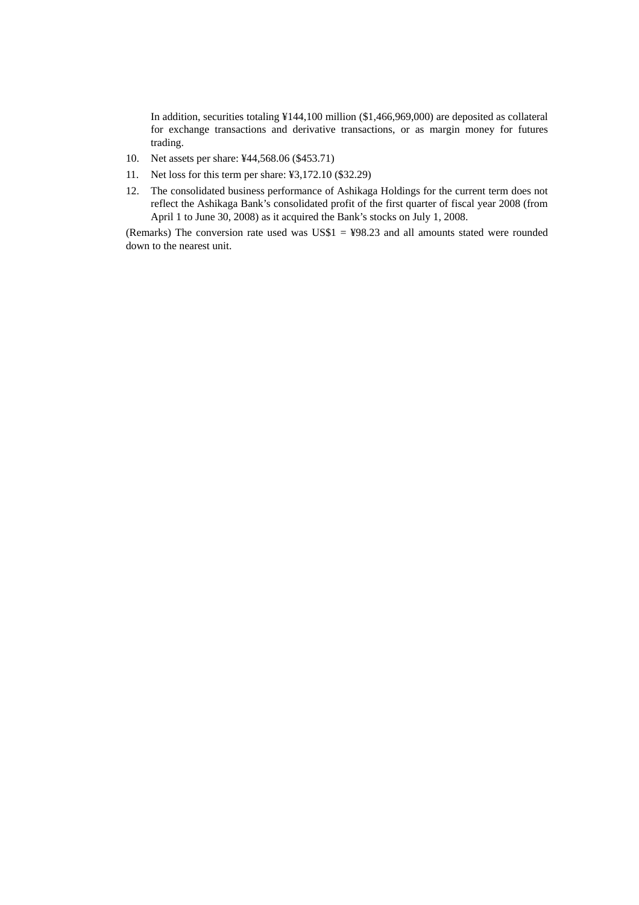In addition, securities totaling ¥144,100 million ($1,466,969,000) are deposited as collateral for exchange transactions and derivative transactions, or as margin money for futures trading.

10. Net assets per share: ¥44,568.06 ($453.71)
11. Net loss for this term per share: ¥3,172.10 ($32.29)
12. The consolidated business performance of Ashikaga Holdings for the current term does not reflect the Ashikaga Bank's consolidated profit of the first quarter of fiscal year 2008 (from April 1 to June 30, 2008) as it acquired the Bank's stocks on July 1, 2008.

(Remarks) The conversion rate used was US$1 = ¥98.23 and all amounts stated were rounded down to the nearest unit.